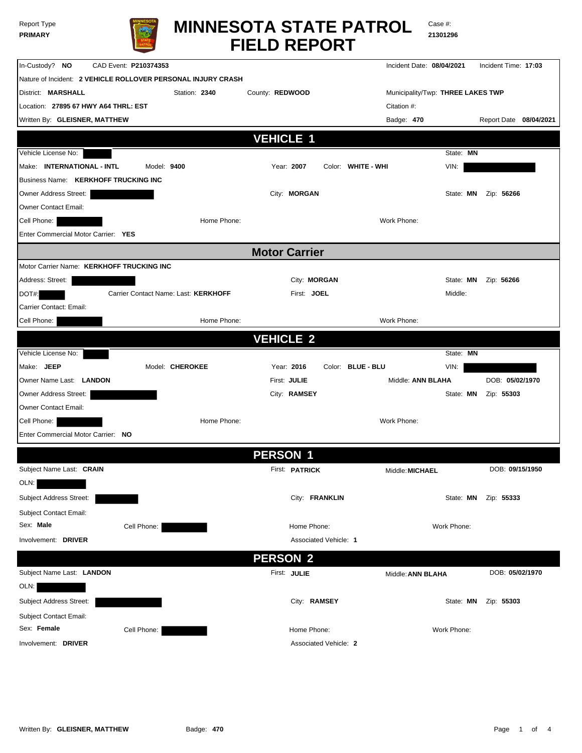Report Type
**PRIMARY**

# MINNESOTA STATE PATROL FIELD REPORT

Case #:
**21301296**

In-Custody? **NO** CAD Event: **P210374353** Incident Date: **08/04/2021** Incident Time: **17:03**

Nature of Incident: **2 VEHICLE ROLLOVER PERSONAL INJURY CRASH**

District: **MARSHALL** Station: **2340** County: **REDWOOD** Municipality/Twp: **THREE LAKES TWP**

Location: **27895 67 HWY A64 THRL: EST** Citation #:

Written By: **GLEISNER, MATTHEW** Badge: **470** Report Date **08/04/2021**

## VEHICLE 1

Vehicle License No: State: **MN**

Make: **INTERNATIONAL - INTL** Model: **9400** Year: **2007** Color: **WHITE - WHI** VIN:

Business Name: **KERKHOFF TRUCKING INC**

Owner Address Street: City: **MORGAN** State: **MN** Zip: **56266**

Owner Contact Email:

Cell Phone: Home Phone: Work Phone:

Enter Commercial Motor Carrier: **YES**

## Motor Carrier

Motor Carrier Name: **KERKHOFF TRUCKING INC**

Address: Street: City: **MORGAN** State: **MN** Zip: **56266**

DOT#: Carrier Contact Name: Last: **KERKHOFF** First: **JOEL** Middle:

Carrier Contact: Email:

Cell Phone: Home Phone: Work Phone:

## VEHICLE 2

Vehicle License No: State: **MN**

Make: **JEEP** Model: **CHEROKEE** Year: **2016** Color: **BLUE - BLU** VIN:

Owner Name Last: **LANDON** First: **JULIE** Middle: **ANN BLAHA** DOB: **05/02/1970**

Owner Address Street: City: **RAMSEY** State: **MN** Zip: **55303**

Owner Contact Email:

Cell Phone: Home Phone: Work Phone:

Enter Commercial Motor Carrier: **NO**

## PERSON 1

Subject Name Last: **CRAIN** First: **PATRICK** Middle: **MICHAEL** DOB: **09/15/1950**

OLN:

Subject Address Street: City: **FRANKLIN** State: **MN** Zip: **55333**

Subject Contact Email:

Sex: **Male** Cell Phone: Home Phone: Work Phone:

Involvement: **DRIVER** Associated Vehicle: **1**

## PERSON 2

Subject Name Last: **LANDON** First: **JULIE** Middle: **ANN BLAHA** DOB: **05/02/1970**

OLN:

Subject Address Street: City: **RAMSEY** State: **MN** Zip: **55303**

Subject Contact Email:

Sex: **Female** Cell Phone: Home Phone: Work Phone:

Involvement: **DRIVER** Associated Vehicle: **2**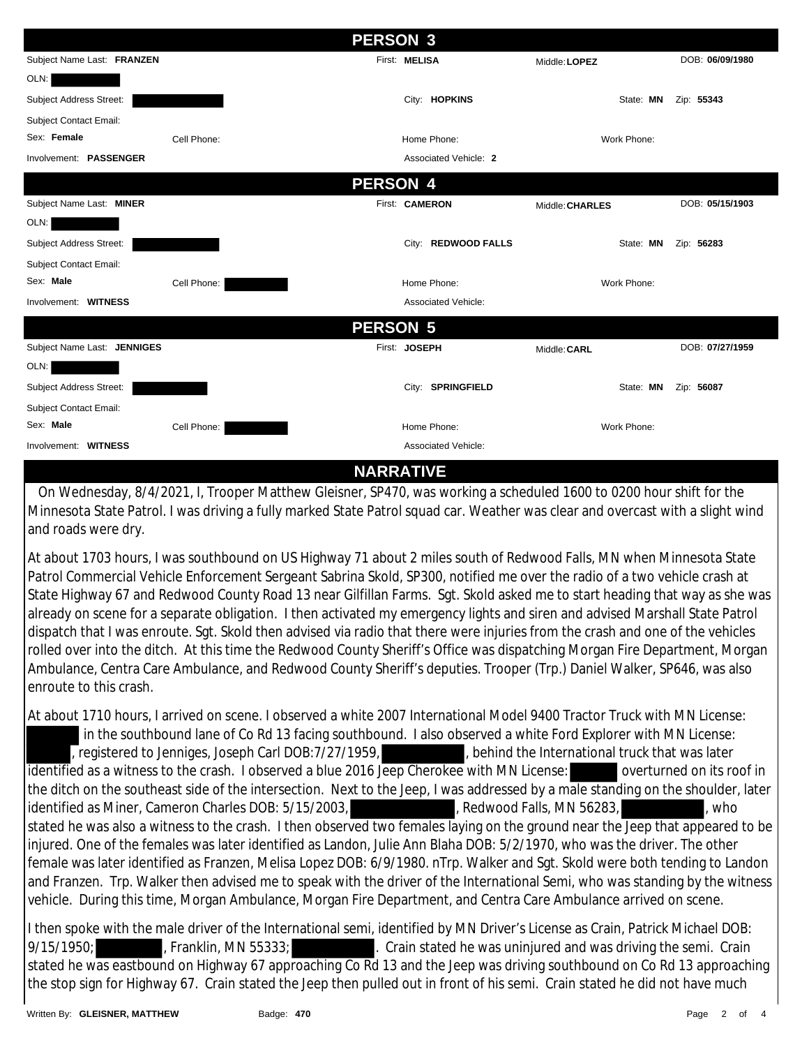## PERSON 3

| | | | |
|---|---|---|---|
| Subject Name Last: **FRANZEN** | First: **MELISA** | Middle: **LOPEZ** | DOB: **06/09/1980** |
| OLN: | | | |
| Subject Address Street: | City: **HOPKINS** | State: **MN** | Zip: **55343** |
| Subject Contact Email: | | | |
| Sex: **Female** Cell Phone: | Home Phone: | Work Phone: | |
| Involvement: **PASSENGER** | Associated Vehicle: **2** | | |

## PERSON 4

| | | | |
|---|---|---|---|
| Subject Name Last: **MINER** | First: **CAMERON** | Middle: **CHARLES** | DOB: **05/15/1903** |
| OLN: | | | |
| Subject Address Street: | City: **REDWOOD FALLS** | State: **MN** | Zip: **56283** |
| Subject Contact Email: | | | |
| Sex: **Male** Cell Phone: | Home Phone: | Work Phone: | |
| Involvement: **WITNESS** | Associated Vehicle: | | |

## PERSON 5

| | | | |
|---|---|---|---|
| Subject Name Last: **JENNIGES** | First: **JOSEPH** | Middle: **CARL** | DOB: **07/27/1959** |
| OLN: | | | |
| Subject Address Street: | City: **SPRINGFIELD** | State: **MN** | Zip: **56087** |
| Subject Contact Email: | | | |
| Sex: **Male** Cell Phone: | Home Phone: | Work Phone: | |
| Involvement: **WITNESS** | Associated Vehicle: | | |

## NARRATIVE

On Wednesday, 8/4/2021, I, Trooper Matthew Gleisner, SP470, was working a scheduled 1600 to 0200 hour shift for the Minnesota State Patrol. I was driving a fully marked State Patrol squad car. Weather was clear and overcast with a slight wind and roads were dry.

At about 1703 hours, I was southbound on US Highway 71 about 2 miles south of Redwood Falls, MN when Minnesota State Patrol Commercial Vehicle Enforcement Sergeant Sabrina Skold, SP300, notified me over the radio of a two vehicle crash at State Highway 67 and Redwood County Road 13 near Gilfillan Farms. Sgt. Skold asked me to start heading that way as she was already on scene for a separate obligation. I then activated my emergency lights and siren and advised Marshall State Patrol dispatch that I was enroute. Sgt. Skold then advised via radio that there were injuries from the crash and one of the vehicles rolled over into the ditch. At this time the Redwood County Sheriff's Office was dispatching Morgan Fire Department, Morgan Ambulance, Centra Care Ambulance, and Redwood County Sheriff's deputies. Trooper (Trp.) Daniel Walker, SP646, was also enroute to this crash.

At about 1710 hours, I arrived on scene. I observed a white 2007 International Model 9400 Tractor Truck with MN License: in the southbound lane of Co Rd 13 facing southbound. I also observed a white Ford Explorer with MN License: , registered to Jenniges, Joseph Carl DOB:7/27/1959, , behind the International truck that was later identified as a witness to the crash. I observed a blue 2016 Jeep Cherokee with MN License: overturned on its roof in the ditch on the southeast side of the intersection. Next to the Jeep, I was addressed by a male standing on the shoulder, later identified as Miner, Cameron Charles DOB: 5/15/2003, , Redwood Falls, MN 56283, , who stated he was also a witness to the crash. I then observed two females laying on the ground near the Jeep that appeared to be injured. One of the females was later identified as Landon, Julie Ann Blaha DOB: 5/2/1970, who was the driver. The other female was later identified as Franzen, Melisa Lopez DOB: 6/9/1980. nTrp. Walker and Sgt. Skold were both tending to Landon and Franzen. Trp. Walker then advised me to speak with the driver of the International Semi, who was standing by the witness vehicle. During this time, Morgan Ambulance, Morgan Fire Department, and Centra Care Ambulance arrived on scene.

I then spoke with the male driver of the International semi, identified by MN Driver's License as Crain, Patrick Michael DOB: 9/15/1950; , Franklin, MN 55333; . Crain stated he was uninjured and was driving the semi. Crain stated he was eastbound on Highway 67 approaching Co Rd 13 and the Jeep was driving southbound on Co Rd 13 approaching the stop sign for Highway 67. Crain stated the Jeep then pulled out in front of his semi. Crain stated he did not have much

Written By: **GLEISNER, MATTHEW** Badge: **470**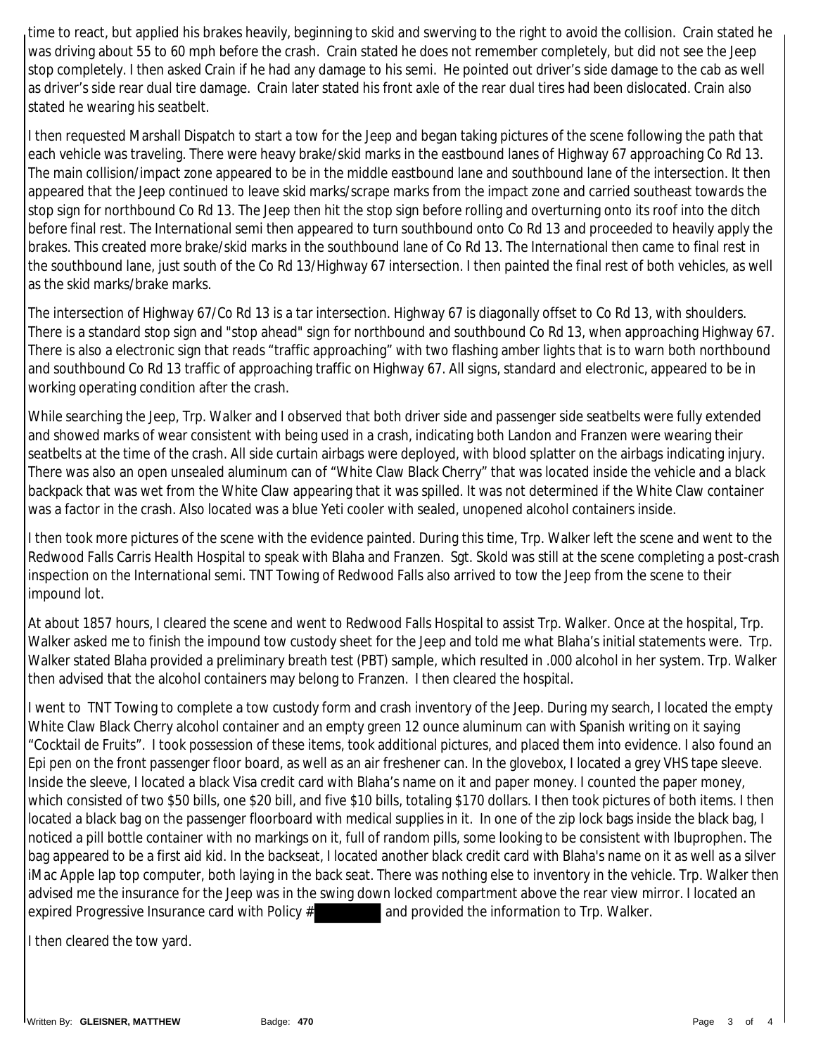time to react, but applied his brakes heavily, beginning to skid and swerving to the right to avoid the collision. Crain stated he was driving about 55 to 60 mph before the crash. Crain stated he does not remember completely, but did not see the Jeep stop completely. I then asked Crain if he had any damage to his semi. He pointed out driver's side damage to the cab as well as driver's side rear dual tire damage. Crain later stated his front axle of the rear dual tires had been dislocated. Crain also stated he wearing his seatbelt.

I then requested Marshall Dispatch to start a tow for the Jeep and began taking pictures of the scene following the path that each vehicle was traveling. There were heavy brake/skid marks in the eastbound lanes of Highway 67 approaching Co Rd 13. The main collision/impact zone appeared to be in the middle eastbound lane and southbound lane of the intersection. It then appeared that the Jeep continued to leave skid marks/scrape marks from the impact zone and carried southeast towards the stop sign for northbound Co Rd 13. The Jeep then hit the stop sign before rolling and overturning onto its roof into the ditch before final rest. The International semi then appeared to turn southbound onto Co Rd 13 and proceeded to heavily apply the brakes. This created more brake/skid marks in the southbound lane of Co Rd 13. The International then came to final rest in the southbound lane, just south of the Co Rd 13/Highway 67 intersection. I then painted the final rest of both vehicles, as well as the skid marks/brake marks.

The intersection of Highway 67/Co Rd 13 is a tar intersection. Highway 67 is diagonally offset to Co Rd 13, with shoulders. There is a standard stop sign and "stop ahead" sign for northbound and southbound Co Rd 13, when approaching Highway 67. There is also a electronic sign that reads "traffic approaching" with two flashing amber lights that is to warn both northbound and southbound Co Rd 13 traffic of approaching traffic on Highway 67. All signs, standard and electronic, appeared to be in working operating condition after the crash.

While searching the Jeep, Trp. Walker and I observed that both driver side and passenger side seatbelts were fully extended and showed marks of wear consistent with being used in a crash, indicating both Landon and Franzen were wearing their seatbelts at the time of the crash. All side curtain airbags were deployed, with blood splatter on the airbags indicating injury. There was also an open unsealed aluminum can of "White Claw Black Cherry" that was located inside the vehicle and a black backpack that was wet from the White Claw appearing that it was spilled. It was not determined if the White Claw container was a factor in the crash. Also located was a blue Yeti cooler with sealed, unopened alcohol containers inside.

I then took more pictures of the scene with the evidence painted. During this time, Trp. Walker left the scene and went to the Redwood Falls Carris Health Hospital to speak with Blaha and Franzen. Sgt. Skold was still at the scene completing a post-crash inspection on the International semi. TNT Towing of Redwood Falls also arrived to tow the Jeep from the scene to their impound lot.

At about 1857 hours, I cleared the scene and went to Redwood Falls Hospital to assist Trp. Walker. Once at the hospital, Trp. Walker asked me to finish the impound tow custody sheet for the Jeep and told me what Blaha's initial statements were. Trp. Walker stated Blaha provided a preliminary breath test (PBT) sample, which resulted in .000 alcohol in her system. Trp. Walker then advised that the alcohol containers may belong to Franzen. I then cleared the hospital.

I went to TNT Towing to complete a tow custody form and crash inventory of the Jeep. During my search, I located the empty White Claw Black Cherry alcohol container and an empty green 12 ounce aluminum can with Spanish writing on it saying "Cocktail de Fruits". I took possession of these items, took additional pictures, and placed them into evidence. I also found an Epi pen on the front passenger floor board, as well as an air freshener can. In the glovebox, I located a grey VHS tape sleeve. Inside the sleeve, I located a black Visa credit card with Blaha's name on it and paper money. I counted the paper money, which consisted of two $50 bills, one $20 bill, and five $10 bills, totaling $170 dollars. I then took pictures of both items. I then located a black bag on the passenger floorboard with medical supplies in it. In one of the zip lock bags inside the black bag, I noticed a pill bottle container with no markings on it, full of random pills, some looking to be consistent with Ibuprophen. The bag appeared to be a first aid kid. In the backseat, I located another black credit card with Blaha's name on it as well as a silver iMac Apple lap top computer, both laying in the back seat. There was nothing else to inventory in the vehicle. Trp. Walker then advised me the insurance for the Jeep was in the swing down locked compartment above the rear view mirror. I located an expired Progressive Insurance card with Policy # [REDACTED] and provided the information to Trp. Walker.

I then cleared the tow yard.

Written By: **GLEISNER, MATTHEW** Badge: **470**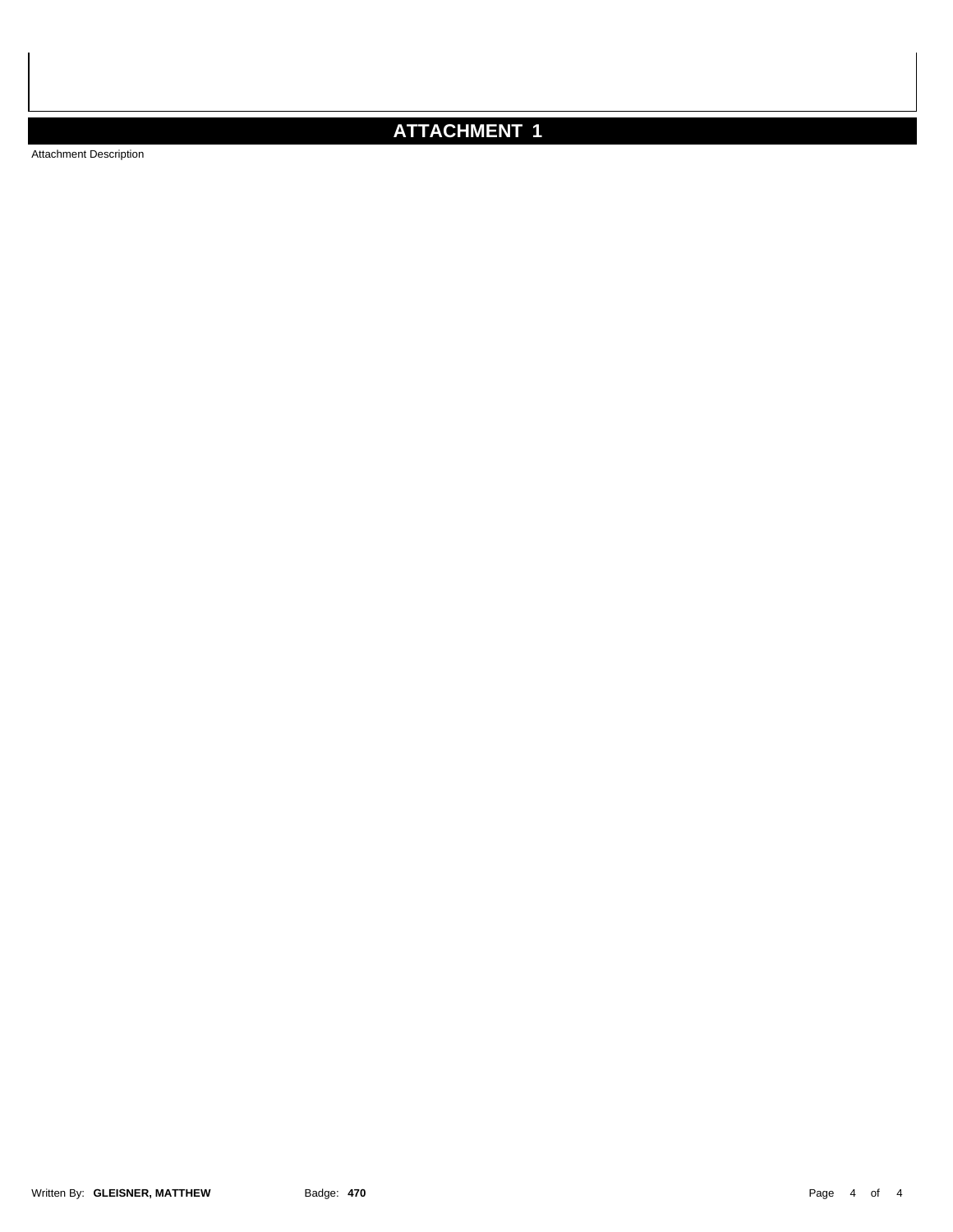## ATTACHMENT 1

Attachment Description

Written By: **GLEISNER, MATTHEW** Badge: **470**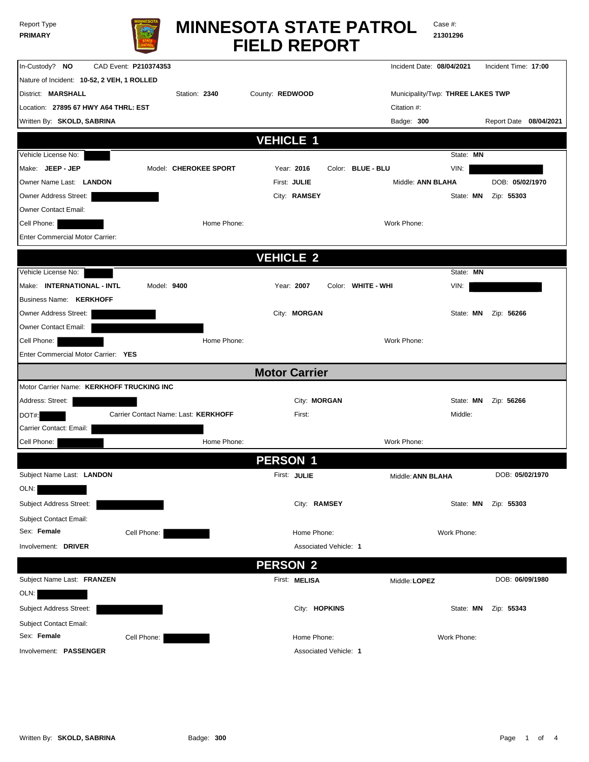Report Type
**PRIMARY**

# MINNESOTA STATE PATROL FIELD REPORT

Case #: **21301296**

| | | | | |
|---|---|---|---|---|
| In-Custody? **NO** | CAD Event: **P210374353** | | Incident Date: **08/04/2021** | Incident Time: **17:00** |
| Nature of Incident: **10-52, 2 VEH, 1 ROLLED** | | | | |
| District: **MARSHALL** | Station: **2340** | County: **REDWOOD** | Municipality/Twp: **THREE LAKES TWP** | |
| Location: **27895 67 HWY A64 THRL: EST** | | | Citation #: | |
| Written By: **SKOLD, SABRINA** | | | Badge: **300** | Report Date **08/04/2021** |

## VEHICLE 1

| | | | | |
|---|---|---|---|---|
| Vehicle License No: | | | State: **MN** | |
| Make: **JEEP - JEP** | Model: **CHEROKEE SPORT** | Year: **2016** | Color: **BLUE - BLU** | VIN: |
| Owner Name Last: **LANDON** | | First: **JULIE** | Middle: **ANN BLAHA** | DOB: **05/02/1970** |
| Owner Address Street: | | City: **RAMSEY** | State: **MN** | Zip: **55303** |
| Owner Contact Email: | | | | |
| Cell Phone: | Home Phone: | | Work Phone: | |
| Enter Commercial Motor Carrier: | | | | |

## VEHICLE 2

| | | | | |
|---|---|---|---|---|
| Vehicle License No: | | | State: **MN** | |
| Make: **INTERNATIONAL - INTL** | Model: **9400** | Year: **2007** | Color: **WHITE - WHI** | VIN: |
| Business Name: **KERKHOFF** | | | | |
| Owner Address Street: | | City: **MORGAN** | State: **MN** | Zip: **56266** |
| Owner Contact Email: | | | | |
| Cell Phone: | Home Phone: | | Work Phone: | |
| Enter Commercial Motor Carrier: **YES** | | | | |

## Motor Carrier

| | | | | |
|---|---|---|---|---|
| Motor Carrier Name: **KERKHOFF TRUCKING INC** | | | | |
| Address: Street: | | City: **MORGAN** | State: **MN** | Zip: **56266** |
| DOT#: | Carrier Contact Name: Last: **KERKHOFF** | First: | Middle: | |
| Carrier Contact: Email: | | | | |
| Cell Phone: | Home Phone: | | Work Phone: | |

## PERSON 1

| | | | | |
|---|---|---|---|---|
| Subject Name Last: **LANDON** | | First: **JULIE** | Middle: **ANN BLAHA** | DOB: **05/02/1970** |
| OLN: | | | | |
| Subject Address Street: | | City: **RAMSEY** | State: **MN** | Zip: **55303** |
| Subject Contact Email: | | | | |
| Sex: **Female** | Cell Phone: | Home Phone: | Work Phone: | |
| Involvement: **DRIVER** | | Associated Vehicle: **1** | | |

## PERSON 2

| | | | | |
|---|---|---|---|---|
| Subject Name Last: **FRANZEN** | | First: **MELISA** | Middle: **LOPEZ** | DOB: **06/09/1980** |
| OLN: | | | | |
| Subject Address Street: | | City: **HOPKINS** | State: **MN** | Zip: **55343** |
| Subject Contact Email: | | | | |
| Sex: **Female** | Cell Phone: | Home Phone: | Work Phone: | |
| Involvement: **PASSENGER** | | Associated Vehicle: **1** | | |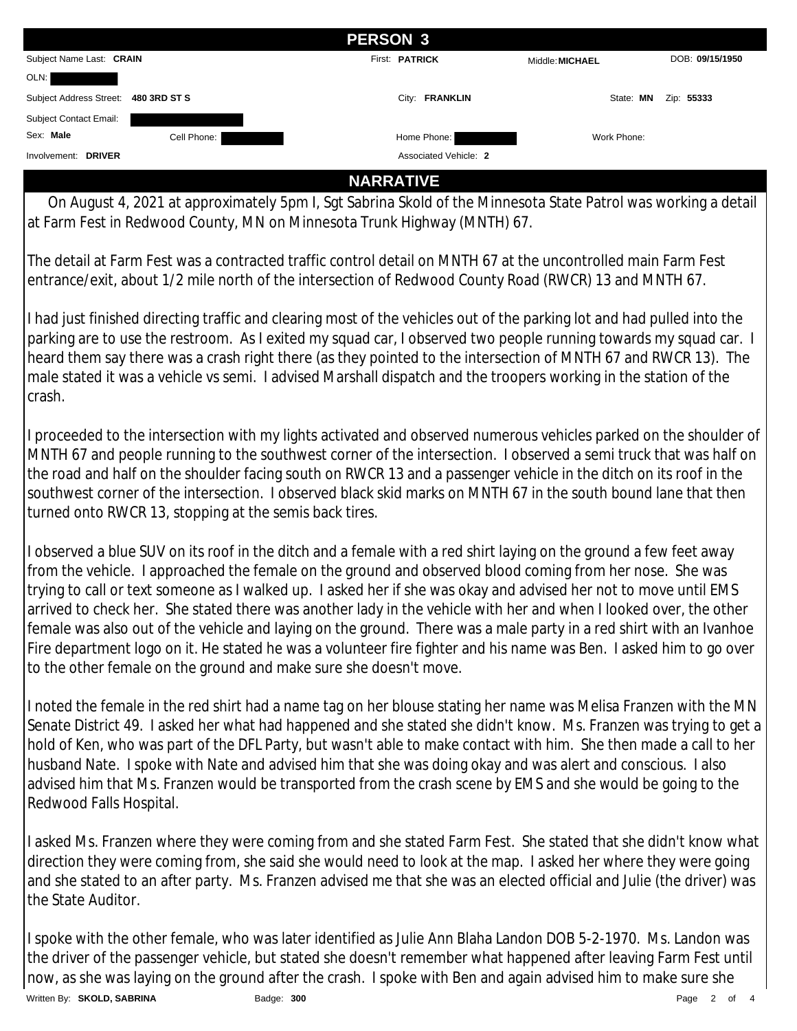## PERSON 3

| | | | |
|---|---|---|---|
| Subject Name Last: **CRAIN** | First: **PATRICK** | Middle: **MICHAEL** | DOB: **09/15/1950** |
| OLN: | | | |
| Subject Address Street: **480 3RD ST S** | City: **FRANKLIN** | State: **MN** | Zip: **55333** |
| Subject Contact Email: | | | |
| Sex: **Male** Cell Phone: | Home Phone: | Work Phone: | |
| Involvement: **DRIVER** | Associated Vehicle: **2** | | |

## NARRATIVE

On August 4, 2021 at approximately 5pm I, Sgt Sabrina Skold of the Minnesota State Patrol was working a detail at Farm Fest in Redwood County, MN on Minnesota Trunk Highway (MNTH) 67.

The detail at Farm Fest was a contracted traffic control detail on MNTH 67 at the uncontrolled main Farm Fest entrance/exit, about 1/2 mile north of the intersection of Redwood County Road (RWCR) 13 and MNTH 67.

I had just finished directing traffic and clearing most of the vehicles out of the parking lot and had pulled into the parking are to use the restroom. As I exited my squad car, I observed two people running towards my squad car. I heard them say there was a crash right there (as they pointed to the intersection of MNTH 67 and RWCR 13). The male stated it was a vehicle vs semi. I advised Marshall dispatch and the troopers working in the station of the crash.

I proceeded to the intersection with my lights activated and observed numerous vehicles parked on the shoulder of MNTH 67 and people running to the southwest corner of the intersection. I observed a semi truck that was half on the road and half on the shoulder facing south on RWCR 13 and a passenger vehicle in the ditch on its roof in the southwest corner of the intersection. I observed black skid marks on MNTH 67 in the south bound lane that then turned onto RWCR 13, stopping at the semis back tires.

I observed a blue SUV on its roof in the ditch and a female with a red shirt laying on the ground a few feet away from the vehicle. I approached the female on the ground and observed blood coming from her nose. She was trying to call or text someone as I walked up. I asked her if she was okay and advised her not to move until EMS arrived to check her. She stated there was another lady in the vehicle with her and when I looked over, the other female was also out of the vehicle and laying on the ground. There was a male party in a red shirt with an Ivanhoe Fire department logo on it. He stated he was a volunteer fire fighter and his name was Ben. I asked him to go over to the other female on the ground and make sure she doesn't move.

I noted the female in the red shirt had a name tag on her blouse stating her name was Melisa Franzen with the MN Senate District 49. I asked her what had happened and she stated she didn't know. Ms. Franzen was trying to get a hold of Ken, who was part of the DFL Party, but wasn't able to make contact with him. She then made a call to her husband Nate. I spoke with Nate and advised him that she was doing okay and was alert and conscious. I also advised him that Ms. Franzen would be transported from the crash scene by EMS and she would be going to the Redwood Falls Hospital.

I asked Ms. Franzen where they were coming from and she stated Farm Fest. She stated that she didn't know what direction they were coming from, she said she would need to look at the map. I asked her where they were going and she stated to an after party. Ms. Franzen advised me that she was an elected official and Julie (the driver) was the State Auditor.

I spoke with the other female, who was later identified as Julie Ann Blaha Landon DOB 5-2-1970. Ms. Landon was the driver of the passenger vehicle, but stated she doesn't remember what happened after leaving Farm Fest until now, as she was laying on the ground after the crash. I spoke with Ben and again advised him to make sure she

Written By: **SKOLD, SABRINA** Badge: **300**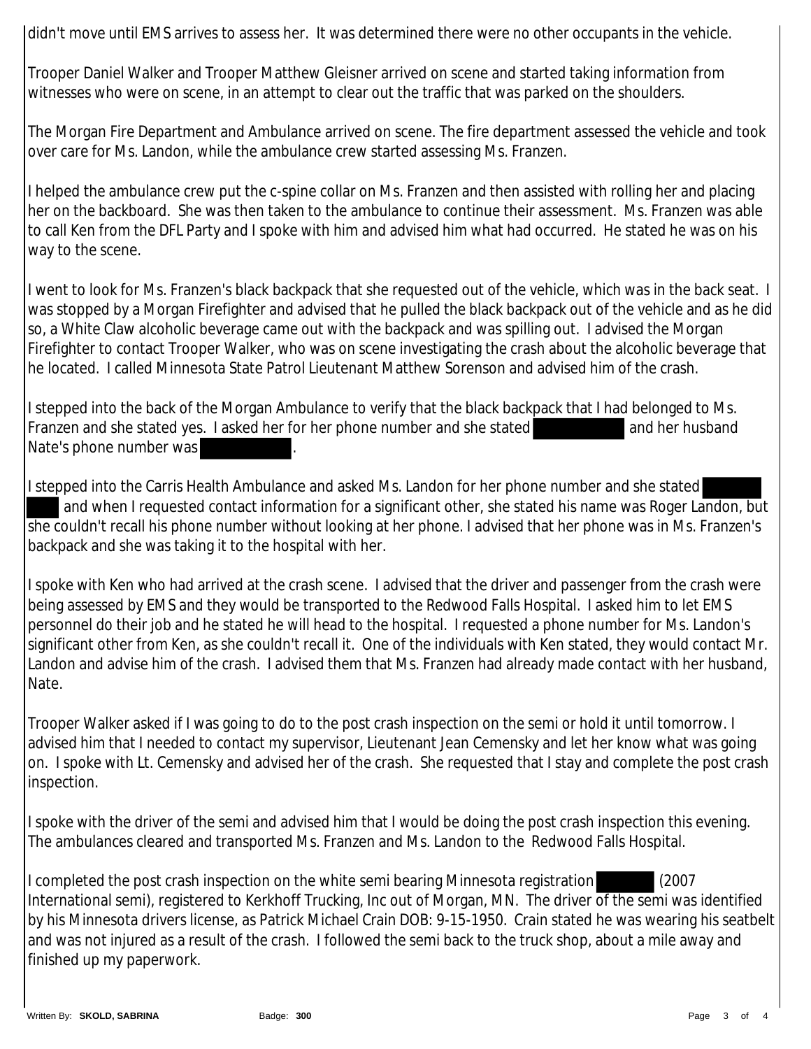didn't move until EMS arrives to assess her. It was determined there were no other occupants in the vehicle.

Trooper Daniel Walker and Trooper Matthew Gleisner arrived on scene and started taking information from witnesses who were on scene, in an attempt to clear out the traffic that was parked on the shoulders.

The Morgan Fire Department and Ambulance arrived on scene. The fire department assessed the vehicle and took over care for Ms. Landon, while the ambulance crew started assessing Ms. Franzen.

I helped the ambulance crew put the c-spine collar on Ms. Franzen and then assisted with rolling her and placing her on the backboard. She was then taken to the ambulance to continue their assessment. Ms. Franzen was able to call Ken from the DFL Party and I spoke with him and advised him what had occurred. He stated he was on his way to the scene.

I went to look for Ms. Franzen's black backpack that she requested out of the vehicle, which was in the back seat. I was stopped by a Morgan Firefighter and advised that he pulled the black backpack out of the vehicle and as he did so, a White Claw alcoholic beverage came out with the backpack and was spilling out. I advised the Morgan Firefighter to contact Trooper Walker, who was on scene investigating the crash about the alcoholic beverage that he located. I called Minnesota State Patrol Lieutenant Matthew Sorenson and advised him of the crash.

I stepped into the back of the Morgan Ambulance to verify that the black backpack that I had belonged to Ms. Franzen and she stated yes. I asked her for her phone number and she stated [REDACTED] and her husband Nate's phone number was [REDACTED].

I stepped into the Carris Health Ambulance and asked Ms. Landon for her phone number and she stated [REDACTED] and when I requested contact information for a significant other, she stated his name was Roger Landon, but she couldn't recall his phone number without looking at her phone. I advised that her phone was in Ms. Franzen's backpack and she was taking it to the hospital with her.

I spoke with Ken who had arrived at the crash scene. I advised that the driver and passenger from the crash were being assessed by EMS and they would be transported to the Redwood Falls Hospital. I asked him to let EMS personnel do their job and he stated he will head to the hospital. I requested a phone number for Ms. Landon's significant other from Ken, as she couldn't recall it. One of the individuals with Ken stated, they would contact Mr. Landon and advise him of the crash. I advised them that Ms. Franzen had already made contact with her husband, Nate.

Trooper Walker asked if I was going to do to the post crash inspection on the semi or hold it until tomorrow. I advised him that I needed to contact my supervisor, Lieutenant Jean Cemensky and let her know what was going on. I spoke with Lt. Cemensky and advised her of the crash. She requested that I stay and complete the post crash inspection.

I spoke with the driver of the semi and advised him that I would be doing the post crash inspection this evening. The ambulances cleared and transported Ms. Franzen and Ms. Landon to the Redwood Falls Hospital.

I completed the post crash inspection on the white semi bearing Minnesota registration [REDACTED] (2007 International semi), registered to Kerkhoff Trucking, Inc out of Morgan, MN. The driver of the semi was identified by his Minnesota drivers license, as Patrick Michael Crain DOB: 9-15-1950. Crain stated he was wearing his seatbelt and was not injured as a result of the crash. I followed the semi back to the truck shop, about a mile away and finished up my paperwork.

Written By: **SKOLD, SABRINA** Badge: **300**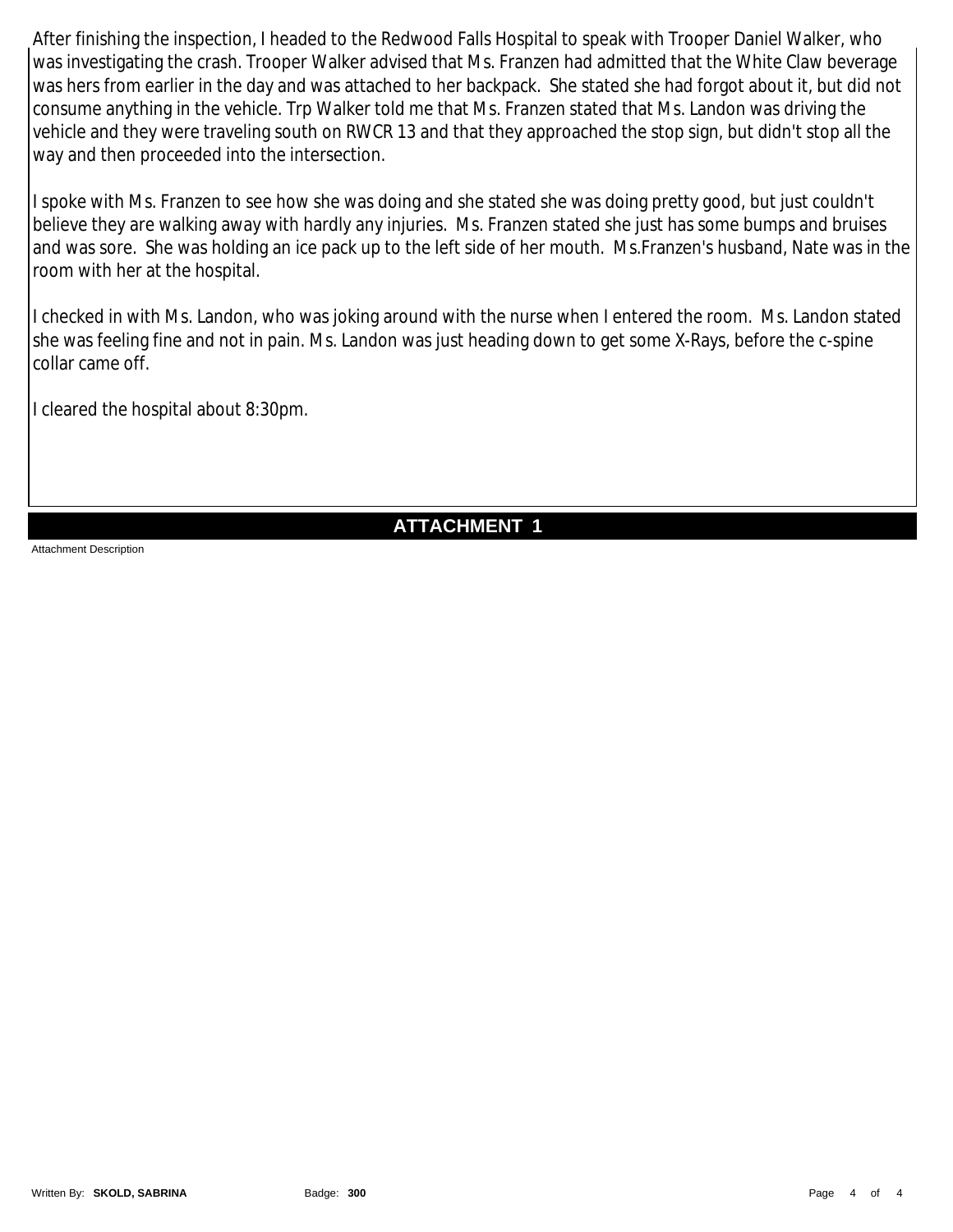After finishing the inspection, I headed to the Redwood Falls Hospital to speak with Trooper Daniel Walker, who was investigating the crash. Trooper Walker advised that Ms. Franzen had admitted that the White Claw beverage was hers from earlier in the day and was attached to her backpack. She stated she had forgot about it, but did not consume anything in the vehicle. Trp Walker told me that Ms. Franzen stated that Ms. Landon was driving the vehicle and they were traveling south on RWCR 13 and that they approached the stop sign, but didn't stop all the way and then proceeded into the intersection.

I spoke with Ms. Franzen to see how she was doing and she stated she was doing pretty good, but just couldn't believe they are walking away with hardly any injuries. Ms. Franzen stated she just has some bumps and bruises and was sore. She was holding an ice pack up to the left side of her mouth. Ms.Franzen's husband, Nate was in the room with her at the hospital.

I checked in with Ms. Landon, who was joking around with the nurse when I entered the room. Ms. Landon stated she was feeling fine and not in pain. Ms. Landon was just heading down to get some X-Rays, before the c-spine collar came off.

I cleared the hospital about 8:30pm.

## ATTACHMENT 1

Attachment Description

Written By: **SKOLD, SABRINA** Badge: **300**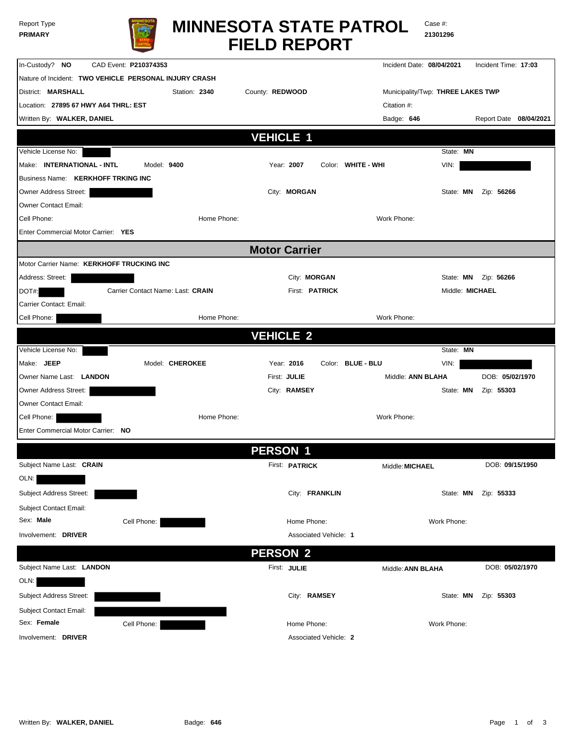Report Type
**PRIMARY**

# MINNESOTA STATE PATROL FIELD REPORT

Case #: **21301296**

| | | | |
|---|---|---|---|
| In-Custody? **NO** | CAD Event: **P210374353** | Incident Date: **08/04/2021** | Incident Time: **17:03** |
| Nature of Incident: **TWO VEHICLE PERSONAL INJURY CRASH** | | | |
| District: **MARSHALL** | Station: **2340** | County: **REDWOOD** | Municipality/Twp: **THREE LAKES TWP** |
| Location: **27895 67 HWY A64 THRL: EST** | | Citation #: | |
| Written By: **WALKER, DANIEL** | | Badge: **646** | Report Date **08/04/2021** |

## VEHICLE 1

| | | | |
|---|---|---|---|
| Vehicle License No: [REDACTED] | | | State: **MN** |
| Make: **INTERNATIONAL - INTL** | Model: **9400** | Year: **2007** Color: **WHITE - WHI** | VIN: [REDACTED] |
| Business Name: **KERKHOFF TRKING INC** | | | |
| Owner Address Street: [REDACTED] | | City: **MORGAN** | State: **MN** Zip: **56266** |
| Owner Contact Email: | | | |
| Cell Phone: | Home Phone: | | Work Phone: |
| Enter Commercial Motor Carrier: **YES** | | | |

## Motor Carrier

| | | | |
|---|---|---|---|
| Motor Carrier Name: **KERKHOFF TRUCKING INC** | | | |
| Address: Street: [REDACTED] | | City: **MORGAN** | State: **MN** Zip: **56266** |
| DOT#: [REDACTED] | Carrier Contact Name: Last: **CRAIN** | First: **PATRICK** | Middle: **MICHAEL** |
| Carrier Contact: Email: | | | |
| Cell Phone: [REDACTED] | Home Phone: | | Work Phone: |

## VEHICLE 2

| | | | |
|---|---|---|---|
| Vehicle License No: [REDACTED] | | | State: **MN** |
| Make: **JEEP** | Model: **CHEROKEE** | Year: **2016** Color: **BLUE - BLU** | VIN: [REDACTED] |
| Owner Name Last: **LANDON** | First: **JULIE** | Middle: **ANN BLAHA** | DOB: **05/02/1970** |
| Owner Address Street: [REDACTED] | | City: **RAMSEY** | State: **MN** Zip: **55303** |
| Owner Contact Email: | | | |
| Cell Phone: [REDACTED] | Home Phone: | | Work Phone: |
| Enter Commercial Motor Carrier: **NO** | | | |

## PERSON 1

| | | | |
|---|---|---|---|
| Subject Name Last: **CRAIN** | First: **PATRICK** | Middle: **MICHAEL** | DOB: **09/15/1950** |
| OLN: [REDACTED] | | | |
| Subject Address Street: [REDACTED] | City: **FRANKLIN** | | State: **MN** Zip: **55333** |
| Subject Contact Email: | | | |
| Sex: **Male** Cell Phone: [REDACTED] | Home Phone: | | Work Phone: |
| Involvement: **DRIVER** | Associated Vehicle: **1** | | |

## PERSON 2

| | | | |
|---|---|---|---|
| Subject Name Last: **LANDON** | First: **JULIE** | Middle: **ANN BLAHA** | DOB: **05/02/1970** |
| OLN: [REDACTED] | | | |
| Subject Address Street: [REDACTED] | City: **RAMSEY** | | State: **MN** Zip: **55303** |
| Subject Contact Email: [REDACTED] | | | |
| Sex: **Female** Cell Phone: [REDACTED] | Home Phone: | | Work Phone: |
| Involvement: **DRIVER** | Associated Vehicle: **2** | | |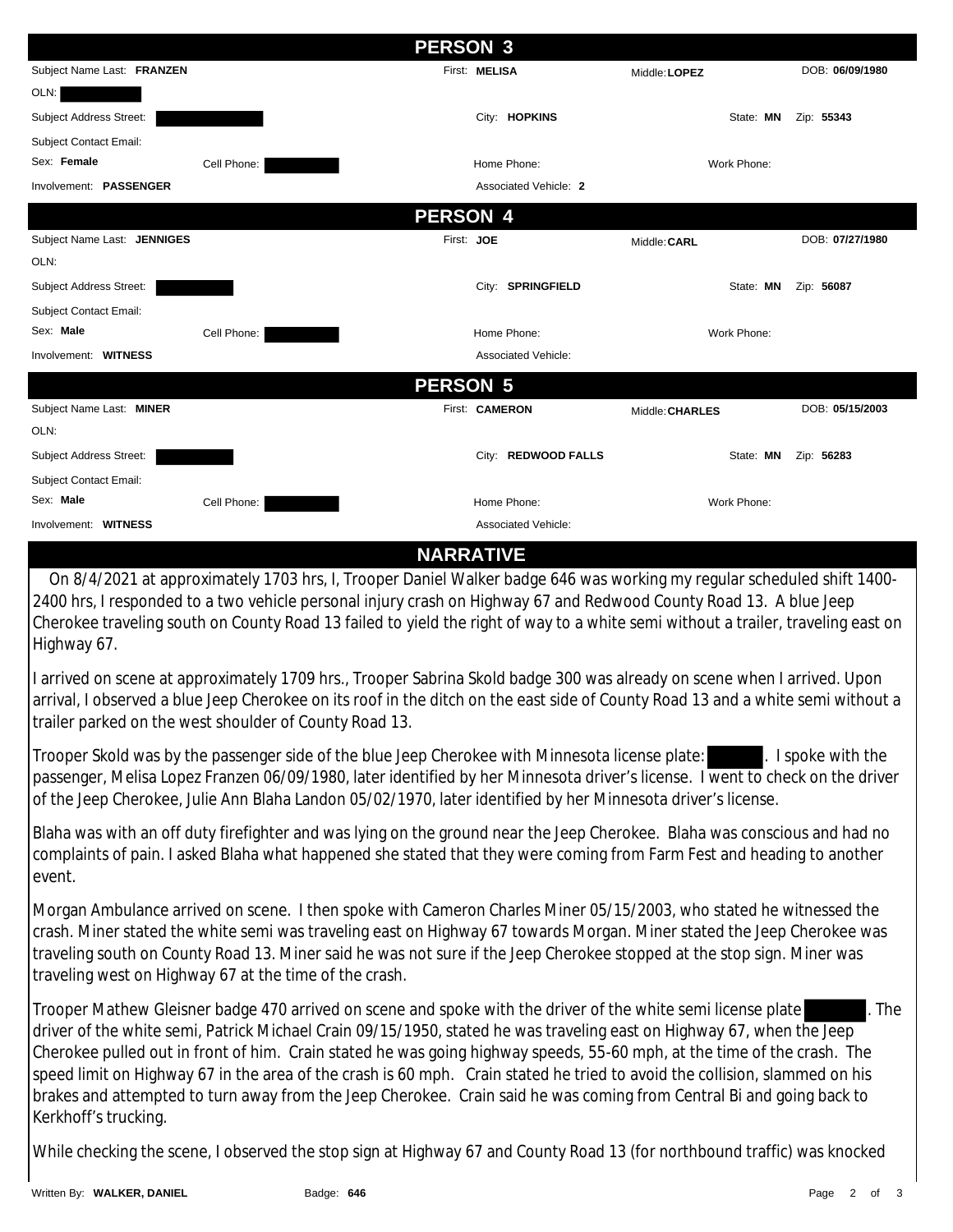## PERSON 3

| | | | |
|---|---|---|---|
| Subject Name Last: **FRANZEN** | First: **MELISA** | Middle: **LOPEZ** | DOB: **06/09/1980** |
| OLN: | | | |
| Subject Address Street: | City: **HOPKINS** | State: **MN** | Zip: **55343** |
| Subject Contact Email: | | | |
| Sex: **Female** Cell Phone: | Home Phone: | Work Phone: | |
| Involvement: **PASSENGER** | Associated Vehicle: **2** | | |

## PERSON 4

| | | | |
|---|---|---|---|
| Subject Name Last: **JENNIGES** | First: **JOE** | Middle: **CARL** | DOB: **07/27/1980** |
| OLN: | | | |
| Subject Address Street: | City: **SPRINGFIELD** | State: **MN** | Zip: **56087** |
| Subject Contact Email: | | | |
| Sex: **Male** Cell Phone: | Home Phone: | Work Phone: | |
| Involvement: **WITNESS** | Associated Vehicle: | | |

## PERSON 5

| | | | |
|---|---|---|---|
| Subject Name Last: **MINER** | First: **CAMERON** | Middle: **CHARLES** | DOB: **05/15/2003** |
| OLN: | | | |
| Subject Address Street: | City: **REDWOOD FALLS** | State: **MN** | Zip: **56283** |
| Subject Contact Email: | | | |
| Sex: **Male** Cell Phone: | Home Phone: | Work Phone: | |
| Involvement: **WITNESS** | Associated Vehicle: | | |

## NARRATIVE

On 8/4/2021 at approximately 1703 hrs, I, Trooper Daniel Walker badge 646 was working my regular scheduled shift 1400-2400 hrs, I responded to a two vehicle personal injury crash on Highway 67 and Redwood County Road 13. A blue Jeep Cherokee traveling south on County Road 13 failed to yield the right of way to a white semi without a trailer, traveling east on Highway 67.

I arrived on scene at approximately 1709 hrs., Trooper Sabrina Skold badge 300 was already on scene when I arrived. Upon arrival, I observed a blue Jeep Cherokee on its roof in the ditch on the east side of County Road 13 and a white semi without a trailer parked on the west shoulder of County Road 13.

Trooper Skold was by the passenger side of the blue Jeep Cherokee with Minnesota license plate: . I spoke with the passenger, Melisa Lopez Franzen 06/09/1980, later identified by her Minnesota driver's license. I went to check on the driver of the Jeep Cherokee, Julie Ann Blaha Landon 05/02/1970, later identified by her Minnesota driver's license.

Blaha was with an off duty firefighter and was lying on the ground near the Jeep Cherokee. Blaha was conscious and had no complaints of pain. I asked Blaha what happened she stated that they were coming from Farm Fest and heading to another event.

Morgan Ambulance arrived on scene. I then spoke with Cameron Charles Miner 05/15/2003, who stated he witnessed the crash. Miner stated the white semi was traveling east on Highway 67 towards Morgan. Miner stated the Jeep Cherokee was traveling south on County Road 13. Miner said he was not sure if the Jeep Cherokee stopped at the stop sign. Miner was traveling west on Highway 67 at the time of the crash.

Trooper Mathew Gleisner badge 470 arrived on scene and spoke with the driver of the white semi license plate . The driver of the white semi, Patrick Michael Crain 09/15/1950, stated he was traveling east on Highway 67, when the Jeep Cherokee pulled out in front of him. Crain stated he was going highway speeds, 55-60 mph, at the time of the crash. The speed limit on Highway 67 in the area of the crash is 60 mph. Crain stated he tried to avoid the collision, slammed on his brakes and attempted to turn away from the Jeep Cherokee. Crain said he was coming from Central Bi and going back to Kerkhoff's trucking.

While checking the scene, I observed the stop sign at Highway 67 and County Road 13 (for northbound traffic) was knocked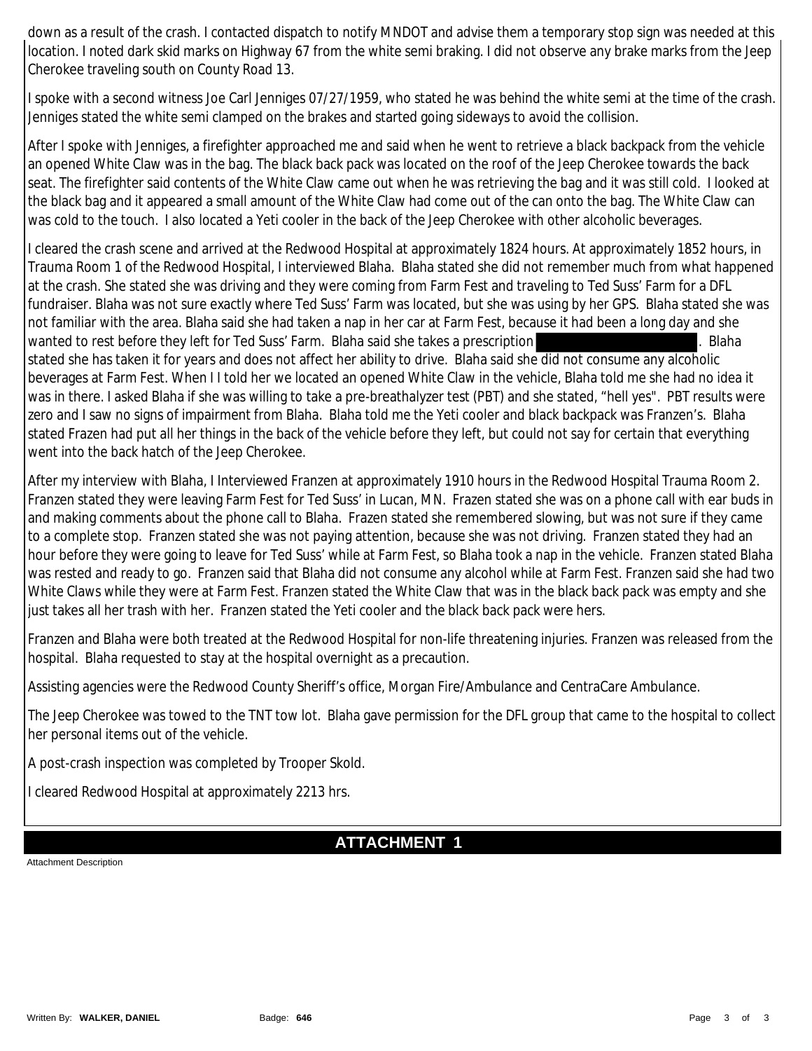down as a result of the crash. I contacted dispatch to notify MNDOT and advise them a temporary stop sign was needed at this location. I noted dark skid marks on Highway 67 from the white semi braking. I did not observe any brake marks from the Jeep Cherokee traveling south on County Road 13.

I spoke with a second witness Joe Carl Jenniges 07/27/1959, who stated he was behind the white semi at the time of the crash. Jenniges stated the white semi clamped on the brakes and started going sideways to avoid the collision.

After I spoke with Jenniges, a firefighter approached me and said when he went to retrieve a black backpack from the vehicle an opened White Claw was in the bag. The black back pack was located on the roof of the Jeep Cherokee towards the back seat. The firefighter said contents of the White Claw came out when he was retrieving the bag and it was still cold. I looked at the black bag and it appeared a small amount of the White Claw had come out of the can onto the bag. The White Claw can was cold to the touch. I also located a Yeti cooler in the back of the Jeep Cherokee with other alcoholic beverages.

I cleared the crash scene and arrived at the Redwood Hospital at approximately 1824 hours. At approximately 1852 hours, in Trauma Room 1 of the Redwood Hospital, I interviewed Blaha. Blaha stated she did not remember much from what happened at the crash. She stated she was driving and they were coming from Farm Fest and traveling to Ted Suss' Farm for a DFL fundraiser. Blaha was not sure exactly where Ted Suss' Farm was located, but she was using by her GPS. Blaha stated she was not familiar with the area. Blaha said she had taken a nap in her car at Farm Fest, because it had been a long day and she wanted to rest before they left for Ted Suss' Farm. Blaha said she takes a prescription [REDACTED]. Blaha stated she has taken it for years and does not affect her ability to drive. Blaha said she did not consume any alcoholic beverages at Farm Fest. When I I told her we located an opened White Claw in the vehicle, Blaha told me she had no idea it was in there. I asked Blaha if she was willing to take a pre-breathalyzer test (PBT) and she stated, "hell yes". PBT results were zero and I saw no signs of impairment from Blaha. Blaha told me the Yeti cooler and black backpack was Franzen's. Blaha stated Frazen had put all her things in the back of the vehicle before they left, but could not say for certain that everything went into the back hatch of the Jeep Cherokee.

After my interview with Blaha, I Interviewed Franzen at approximately 1910 hours in the Redwood Hospital Trauma Room 2. Franzen stated they were leaving Farm Fest for Ted Suss' in Lucan, MN. Frazen stated she was on a phone call with ear buds in and making comments about the phone call to Blaha. Frazen stated she remembered slowing, but was not sure if they came to a complete stop. Franzen stated she was not paying attention, because she was not driving. Franzen stated they had an hour before they were going to leave for Ted Suss' while at Farm Fest, so Blaha took a nap in the vehicle. Franzen stated Blaha was rested and ready to go. Franzen said that Blaha did not consume any alcohol while at Farm Fest. Franzen said she had two White Claws while they were at Farm Fest. Franzen stated the White Claw that was in the black back pack was empty and she just takes all her trash with her. Franzen stated the Yeti cooler and the black back pack were hers.

Franzen and Blaha were both treated at the Redwood Hospital for non-life threatening injuries. Franzen was released from the hospital. Blaha requested to stay at the hospital overnight as a precaution.

Assisting agencies were the Redwood County Sheriff's office, Morgan Fire/Ambulance and CentraCare Ambulance.

The Jeep Cherokee was towed to the TNT tow lot. Blaha gave permission for the DFL group that came to the hospital to collect her personal items out of the vehicle.

A post-crash inspection was completed by Trooper Skold.

I cleared Redwood Hospital at approximately 2213 hrs.

## ATTACHMENT 1

Attachment Description

Written By: **WALKER, DANIEL** Badge: **646**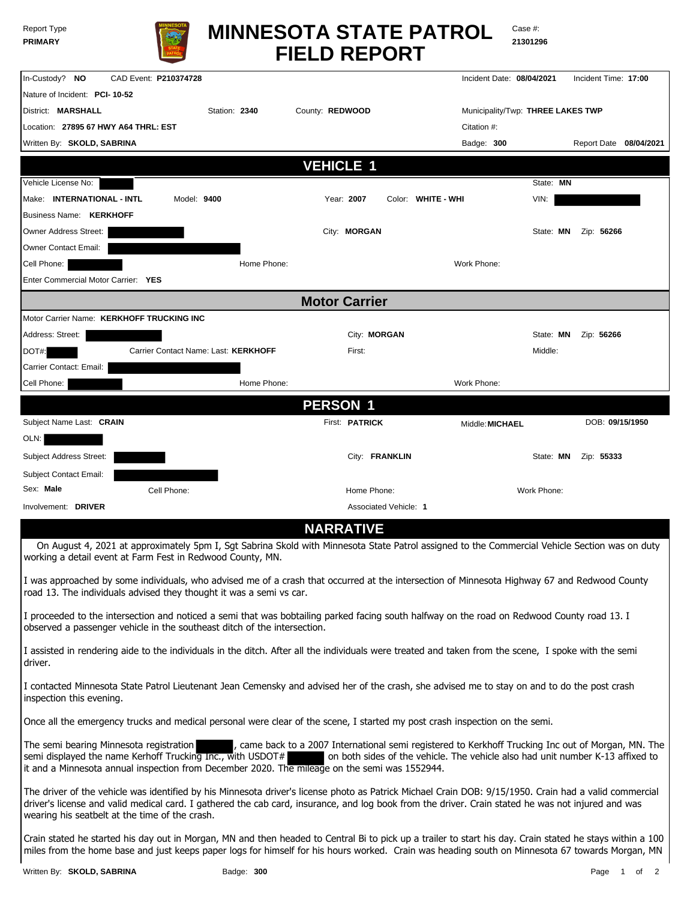Report Type
**PRIMARY**

# MINNESOTA STATE PATROL FIELD REPORT

Case #: **21301296**

| | | | |
|---|---|---|---|
| In-Custody? **NO** | CAD Event: **P210374728** | Incident Date: **08/04/2021** | Incident Time: **17:00** |
| Nature of Incident: **PCI- 10-52** | | | |
| District: **MARSHALL** | Station: **2340** | County: **REDWOOD** | Municipality/Twp: **THREE LAKES TWP** |
| Location: **27895 67 HWY A64 THRL: EST** | | Citation #: | |
| Written By: **SKOLD, SABRINA** | | Badge: **300** | Report Date **08/04/2021** |

## VEHICLE 1

| | | | | |
|---|---|---|---|---|
| Vehicle License No: [REDACTED] | | | | State: **MN** |
| Make: **INTERNATIONAL - INTL** | Model: **9400** | Year: **2007** | Color: **WHITE - WHI** | VIN: [REDACTED] |
| Business Name: **KERKHOFF** | | | | |
| Owner Address Street: [REDACTED] | | City: **MORGAN** | | State: **MN** Zip: **56266** |
| Owner Contact Email: [REDACTED] | | | | |
| Cell Phone: [REDACTED] | Home Phone: | | Work Phone: | |
| Enter Commercial Motor Carrier: **YES** | | | | |

## Motor Carrier

| | | | |
|---|---|---|---|
| Motor Carrier Name: **KERKHOFF TRUCKING INC** | | | |
| Address: Street: [REDACTED] | | City: **MORGAN** | State: **MN** Zip: **56266** |
| DOT#: [REDACTED] | Carrier Contact Name: Last: **KERKHOFF** | First: | Middle: |
| Carrier Contact: Email: [REDACTED] | | | |
| Cell Phone: [REDACTED] | Home Phone: | Work Phone: | |

## PERSON 1

| | | | |
|---|---|---|---|
| Subject Name Last: **CRAIN** | First: **PATRICK** | Middle: **MICHAEL** | DOB: **09/15/1950** |
| OLN: [REDACTED] | | | |
| Subject Address Street: [REDACTED] | City: **FRANKLIN** | | State: **MN** Zip: **55333** |
| Subject Contact Email: [REDACTED] | | | |
| Sex: **Male** | Cell Phone: | Home Phone: | Work Phone: |
| Involvement: **DRIVER** | Associated Vehicle: **1** | | |

## NARRATIVE

On August 4, 2021 at approximately 5pm I, Sgt Sabrina Skold with Minnesota State Patrol assigned to the Commercial Vehicle Section was on duty working a detail event at Farm Fest in Redwood County, MN.

I was approached by some individuals, who advised me of a crash that occurred at the intersection of Minnesota Highway 67 and Redwood County road 13. The individuals advised they thought it was a semi vs car.

I proceeded to the intersection and noticed a semi that was bobtailing parked facing south halfway on the road on Redwood County road 13. I observed a passenger vehicle in the southeast ditch of the intersection.

I assisted in rendering aide to the individuals in the ditch. After all the individuals were treated and taken from the scene, I spoke with the semi driver.

I contacted Minnesota State Patrol Lieutenant Jean Cemensky and advised her of the crash, she advised me to stay on and to do the post crash inspection this evening.

Once all the emergency trucks and medical personal were clear of the scene, I started my post crash inspection on the semi.

The semi bearing Minnesota registration [REDACTED], came back to a 2007 International semi registered to Kerkhoff Trucking Inc out of Morgan, MN. The semi displayed the name Kerhoff Trucking Inc., with USDOT# [REDACTED] on both sides of the vehicle. The vehicle also had unit number K-13 affixed to it and a Minnesota annual inspection from December 2020. The mileage on the semi was 1552944.

The driver of the vehicle was identified by his Minnesota driver's license photo as Patrick Michael Crain DOB: 9/15/1950. Crain had a valid commercial driver's license and valid medical card. I gathered the cab card, insurance, and log book from the driver. Crain stated he was not injured and was wearing his seatbelt at the time of the crash.

Crain stated he started his day out in Morgan, MN and then headed to Central Bi to pick up a trailer to start his day. Crain stated he stays within a 100 miles from the home base and just keeps paper logs for himself for his hours worked. Crain was heading south on Minnesota 67 towards Morgan, MN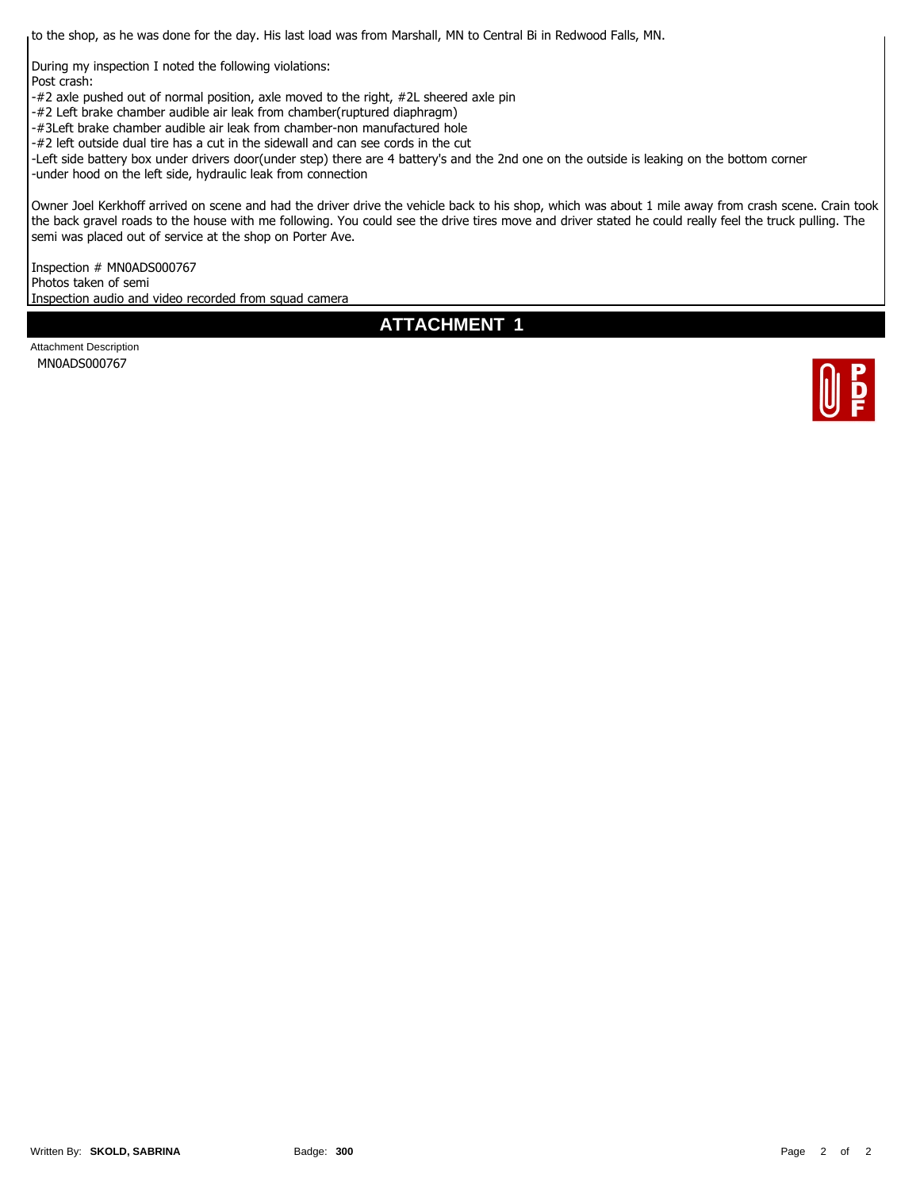to the shop, as he was done for the day. His last load was from Marshall, MN to Central Bi in Redwood Falls, MN.

During my inspection I noted the following violations:
Post crash:
-#2 axle pushed out of normal position, axle moved to the right, #2L sheered axle pin
-#2 Left brake chamber audible air leak from chamber(ruptured diaphragm)
-#3Left brake chamber audible air leak from chamber-non manufactured hole
-#2 left outside dual tire has a cut in the sidewall and can see cords in the cut
-Left side battery box under drivers door(under step) there are 4 battery's and the 2nd one on the outside is leaking on the bottom corner
-under hood on the left side, hydraulic leak from connection

Owner Joel Kerkhoff arrived on scene and had the driver drive the vehicle back to his shop, which was about 1 mile away from crash scene. Crain took the back gravel roads to the house with me following. You could see the drive tires move and driver stated he could really feel the truck pulling. The semi was placed out of service at the shop on Porter Ave.

Inspection # MN0ADS000767
Photos taken of semi
Inspection audio and video recorded from squad camera

## ATTACHMENT 1

Attachment Description
MN0ADS000767

Written By: **SKOLD, SABRINA** Badge: **300**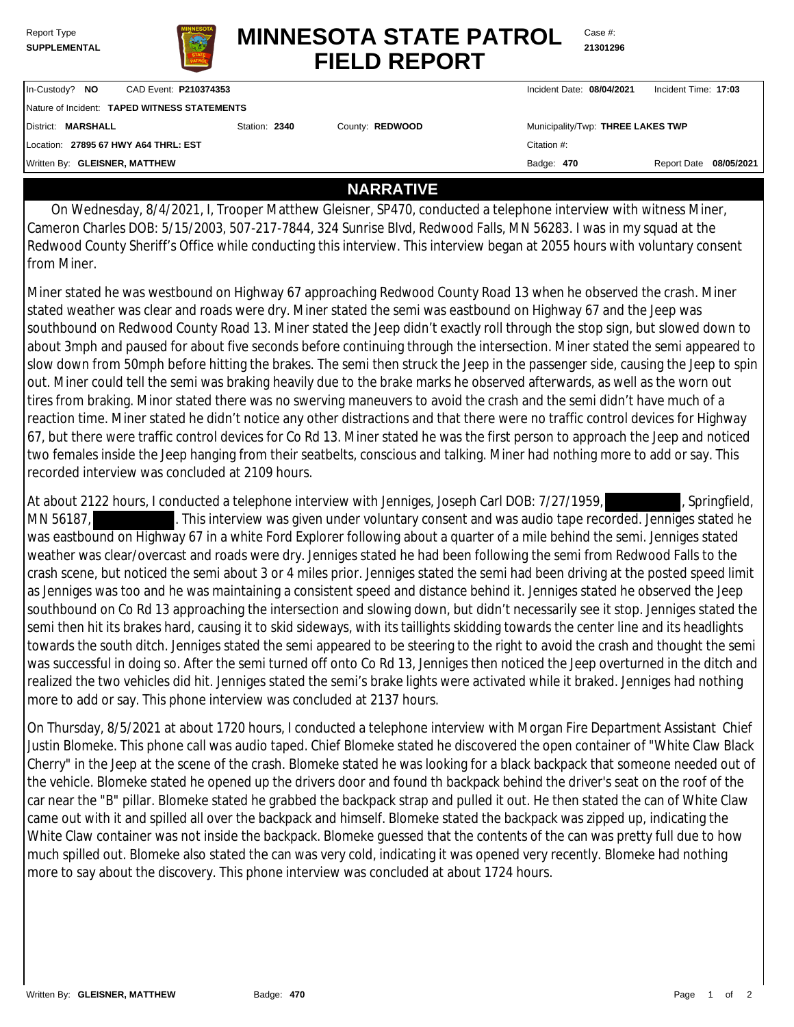Report Type
**SUPPLEMENTAL**

# MINNESOTA STATE PATROL FIELD REPORT

Case #: **21301296**

| | | | | |
|---|---|---|---|---|
| In-Custody? **NO** | CAD Event: **P210374353** | | Incident Date: **08/04/2021** | Incident Time: **17:03** |
| Nature of Incident: **TAPED WITNESS STATEMENTS** | | | | |
| District: **MARSHALL** | Station: **2340** | County: **REDWOOD** | Municipality/Twp: **THREE LAKES TWP** | |
| Location: **27895 67 HWY A64 THRL: EST** | | | Citation #: | |
| Written By: **GLEISNER, MATTHEW** | | | Badge: **470** | Report Date **08/05/2021** |

## NARRATIVE

On Wednesday, 8/4/2021, I, Trooper Matthew Gleisner, SP470, conducted a telephone interview with witness Miner, Cameron Charles DOB: 5/15/2003, 507-217-7844, 324 Sunrise Blvd, Redwood Falls, MN 56283. I was in my squad at the Redwood County Sheriff's Office while conducting this interview. This interview began at 2055 hours with voluntary consent from Miner.

Miner stated he was westbound on Highway 67 approaching Redwood County Road 13 when he observed the crash. Miner stated weather was clear and roads were dry. Miner stated the semi was eastbound on Highway 67 and the Jeep was southbound on Redwood County Road 13. Miner stated the Jeep didn't exactly roll through the stop sign, but slowed down to about 3mph and paused for about five seconds before continuing through the intersection. Miner stated the semi appeared to slow down from 50mph before hitting the brakes. The semi then struck the Jeep in the passenger side, causing the Jeep to spin out. Miner could tell the semi was braking heavily due to the brake marks he observed afterwards, as well as the worn out tires from braking. Minor stated there was no swerving maneuvers to avoid the crash and the semi didn't have much of a reaction time. Miner stated he didn't notice any other distractions and that there were no traffic control devices for Highway 67, but there were traffic control devices for Co Rd 13. Miner stated he was the first person to approach the Jeep and noticed two females inside the Jeep hanging from their seatbelts, conscious and talking. Miner had nothing more to add or say. This recorded interview was concluded at 2109 hours.

At about 2122 hours, I conducted a telephone interview with Jenniges, Joseph Carl DOB: 7/27/1959, [REDACTED], Springfield, MN 56187, [REDACTED]. This interview was given under voluntary consent and was audio tape recorded. Jenniges stated he was eastbound on Highway 67 in a white Ford Explorer following about a quarter of a mile behind the semi. Jenniges stated weather was clear/overcast and roads were dry. Jenniges stated he had been following the semi from Redwood Falls to the crash scene, but noticed the semi about 3 or 4 miles prior. Jenniges stated the semi had been driving at the posted speed limit as Jenniges was too and he was maintaining a consistent speed and distance behind it. Jenniges stated he observed the Jeep southbound on Co Rd 13 approaching the intersection and slowing down, but didn't necessarily see it stop. Jenniges stated the semi then hit its brakes hard, causing it to skid sideways, with its taillights skidding towards the center line and its headlights towards the south ditch. Jenniges stated the semi appeared to be steering to the right to avoid the crash and thought the semi was successful in doing so. After the semi turned off onto Co Rd 13, Jenniges then noticed the Jeep overturned in the ditch and realized the two vehicles did hit. Jenniges stated the semi's brake lights were activated while it braked. Jenniges had nothing more to add or say. This phone interview was concluded at 2137 hours.

On Thursday, 8/5/2021 at about 1720 hours, I conducted a telephone interview with Morgan Fire Department Assistant Chief Justin Blomeke. This phone call was audio taped. Chief Blomeke stated he discovered the open container of "White Claw Black Cherry" in the Jeep at the scene of the crash. Blomeke stated he was looking for a black backpack that someone needed out of the vehicle. Blomeke stated he opened up the drivers door and found th backpack behind the driver's seat on the roof of the car near the "B" pillar. Blomeke stated he grabbed the backpack strap and pulled it out. He then stated the can of White Claw came out with it and spilled all over the backpack and himself. Blomeke stated the backpack was zipped up, indicating the White Claw container was not inside the backpack. Blomeke guessed that the contents of the can was pretty full due to how much spilled out. Blomeke also stated the can was very cold, indicating it was opened very recently. Blomeke had nothing more to say about the discovery. This phone interview was concluded at about 1724 hours.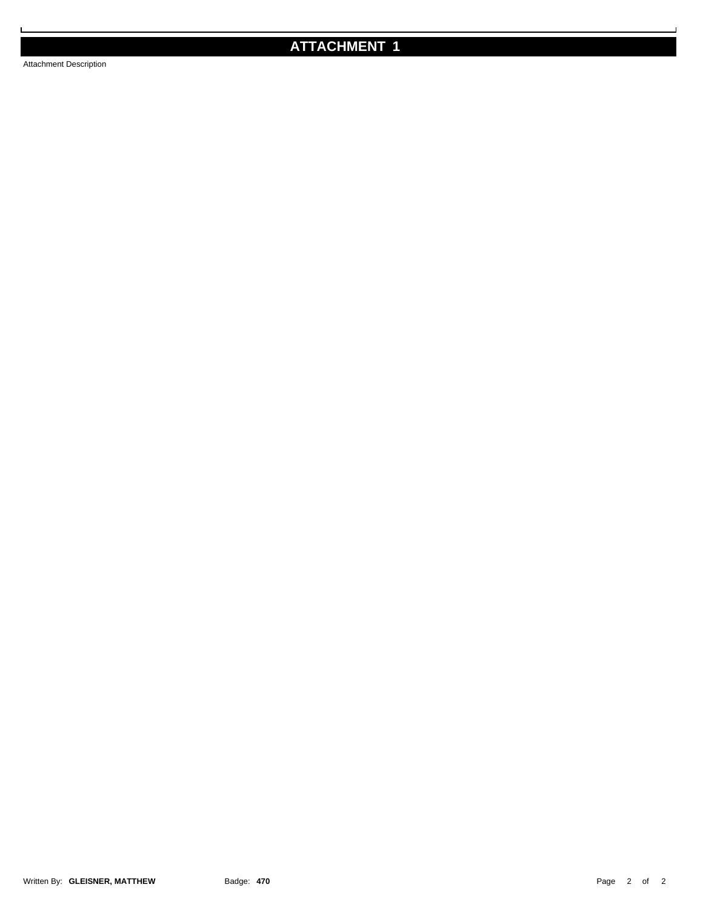# ATTACHMENT 1

Attachment Description

Written By: **GLEISNER, MATTHEW** Badge: **470**